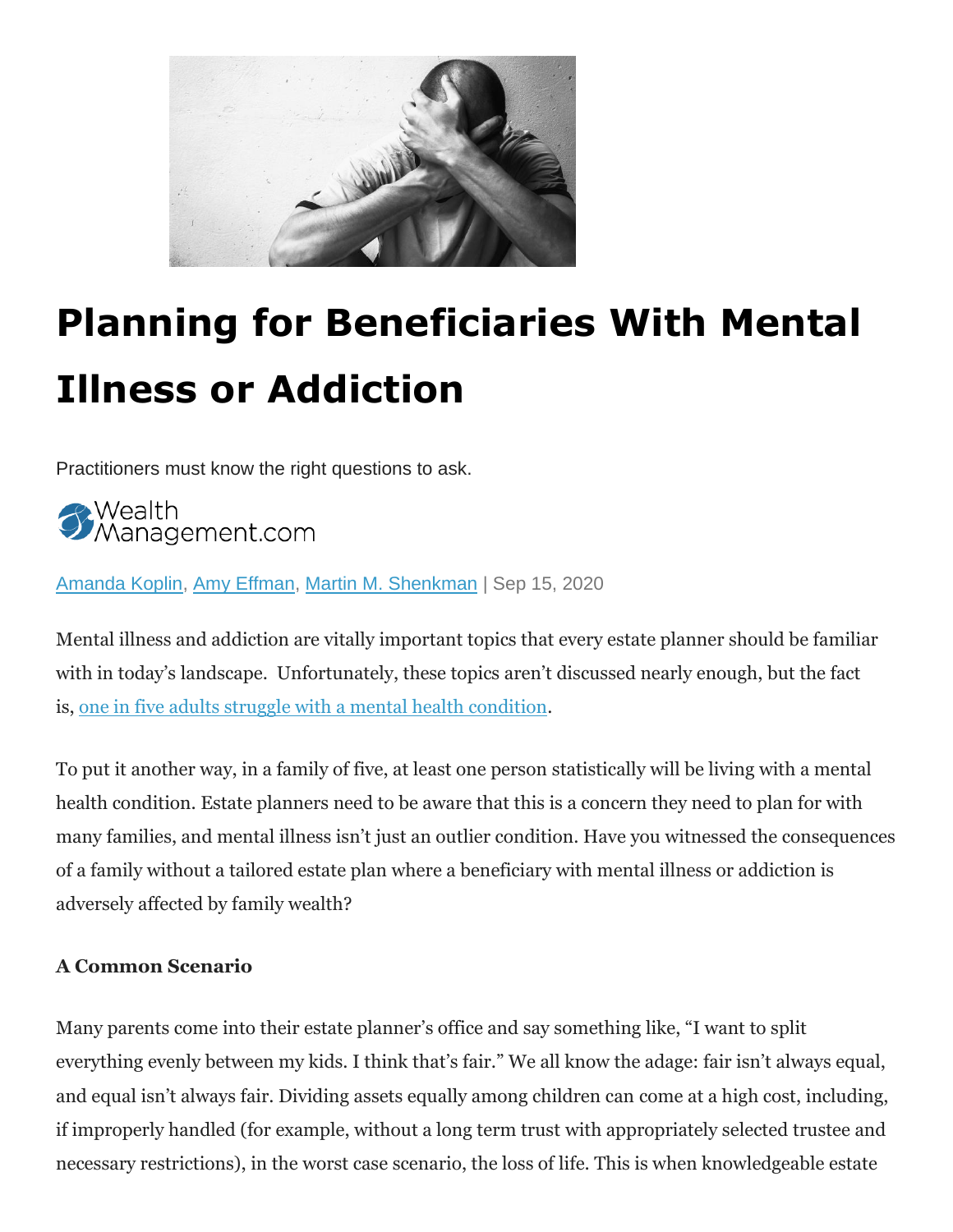# Planning for Beneficiaries With Mental Illness or Addiction

Practitioners must know the right questions to ask.

WealthManagement.com

Amanda Koplin, Amy Effman, Martin M. Shenkman | Sep 15, 2020

Mental illness and addiction are vitally important topics that every estate planner should be familiar with in today's landscape. Unfortunately, these topics aren't discussed nearly enough, but the fact is, one in five adults struggle with a mental health condition.

To put it another way, in a family of five, at least one person statistically will be living with a mental health condition. Estate planners need to be aware that this is a concern they need to plan for with many families, and mental illness isn't just an outlier condition. Have you witnessed the consequences of a family without a tailored estate plan where a beneficiary with mental illness or addiction is adversely affected by family wealth?

**A Common Scenario**

Many parents come into their estate planner's office and say something like, "I want to split everything evenly between my kids. I think that's fair." We all know the adage: fair isn't always equal, and equal isn't always fair. Dividing assets equally among children can come at a high cost, including, if improperly handled (for example, without a long term trust with appropriately selected trustee and necessary restrictions), in the worst case scenario, the loss of life. This is when knowledgeable estate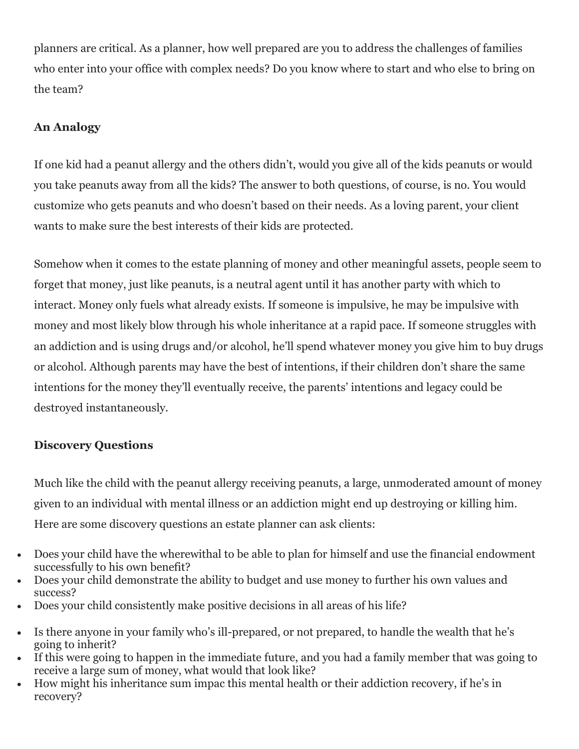planners are critical. As a planner, how well prepared are you to address the challenges of families who enter into your office with complex needs? Do you know where to start and who else to bring on the team?

**An Analogy**

If one kid had a peanut allergy and the others didn't, would you give all of the kids peanuts or would you take peanuts away from all the kids? The answer to both questions, of course, is no. You would customize who gets peanuts and who doesn't based on their needs. As a loving parent, your client wants to make sure the best interests of their kids are protected.

Somehow when it comes to the estate planning of money and other meaningful assets, people seem to forget that money, just like peanuts, is a neutral agent until it has another party with which to interact. Money only fuels what already exists. If someone is impulsive, he may be impulsive with money and most likely blow through his whole inheritance at a rapid pace. If someone struggles with an addiction and is using drugs and/or alcohol, he'll spend whatever money you give him to buy drugs or alcohol. Although parents may have the best of intentions, if their children don't share the same intentions for the money they'll eventually receive, the parents' intentions and legacy could be destroyed instantaneously.

**Discovery Questions**

Much like the child with the peanut allergy receiving peanuts, a large, unmoderated amount of money given to an individual with mental illness or an addiction might end up destroying or killing him. Here are some discovery questions an estate planner can ask clients:

- Does your child have the wherewithal to be able to plan for himself and use the financial endowment successfully to his own benefit?
- Does your child demonstrate the ability to budget and use money to further his own values and success?
- Does your child consistently make positive decisions in all areas of his life?
- Is there anyone in your family who's ill-prepared, or not prepared, to handle the wealth that he's going to inherit?
- If this were going to happen in the immediate future, and you had a family member that was going to receive a large sum of money, what would that look like?
- How might his inheritance sum impac this mental health or their addiction recovery, if he's in recovery?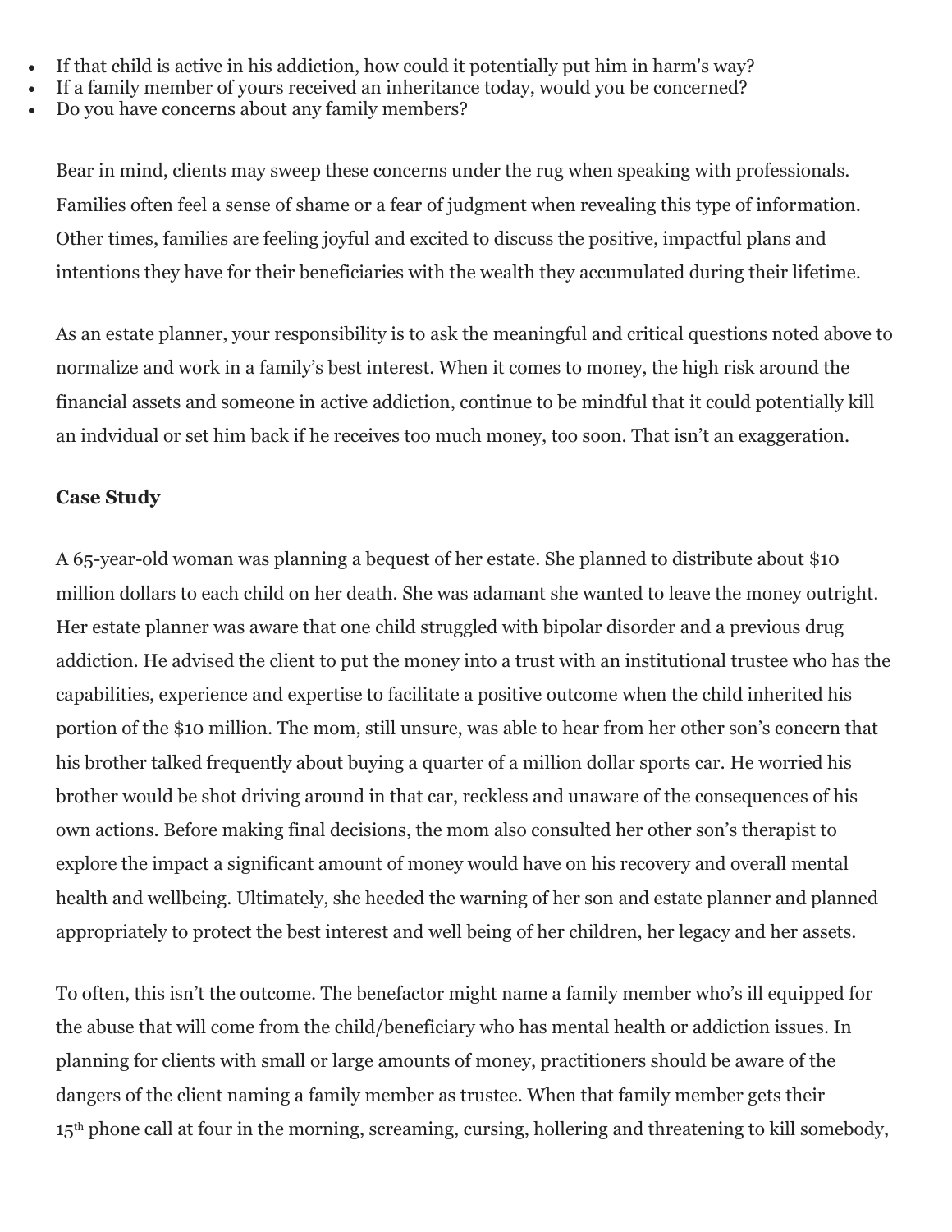- If that child is active in his addiction, how could it potentially put him in harm's way?
- If a family member of yours received an inheritance today, would you be concerned?
- Do you have concerns about any family members?

Bear in mind, clients may sweep these concerns under the rug when speaking with professionals. Families often feel a sense of shame or a fear of judgment when revealing this type of information. Other times, families are feeling joyful and excited to discuss the positive, impactful plans and intentions they have for their beneficiaries with the wealth they accumulated during their lifetime.

As an estate planner, your responsibility is to ask the meaningful and critical questions noted above to normalize and work in a family's best interest. When it comes to money, the high risk around the financial assets and someone in active addiction, continue to be mindful that it could potentially kill an indvidual or set him back if he receives too much money, too soon. That isn't an exaggeration.

**Case Study**

A 65-year-old woman was planning a bequest of her estate. She planned to distribute about $10 million dollars to each child on her death. She was adamant she wanted to leave the money outright. Her estate planner was aware that one child struggled with bipolar disorder and a previous drug addiction. He advised the client to put the money into a trust with an institutional trustee who has the capabilities, experience and expertise to facilitate a positive outcome when the child inherited his portion of the $10 million. The mom, still unsure, was able to hear from her other son's concern that his brother talked frequently about buying a quarter of a million dollar sports car. He worried his brother would be shot driving around in that car, reckless and unaware of the consequences of his own actions. Before making final decisions, the mom also consulted her other son's therapist to explore the impact a significant amount of money would have on his recovery and overall mental health and wellbeing. Ultimately, she heeded the warning of her son and estate planner and planned appropriately to protect the best interest and well being of her children, her legacy and her assets.

To often, this isn't the outcome. The benefactor might name a family member who's ill equipped for the abuse that will come from the child/beneficiary who has mental health or addiction issues. In planning for clients with small or large amounts of money, practitioners should be aware of the dangers of the client naming a family member as trustee. When that family member gets their 15th phone call at four in the morning, screaming, cursing, hollering and threatening to kill somebody,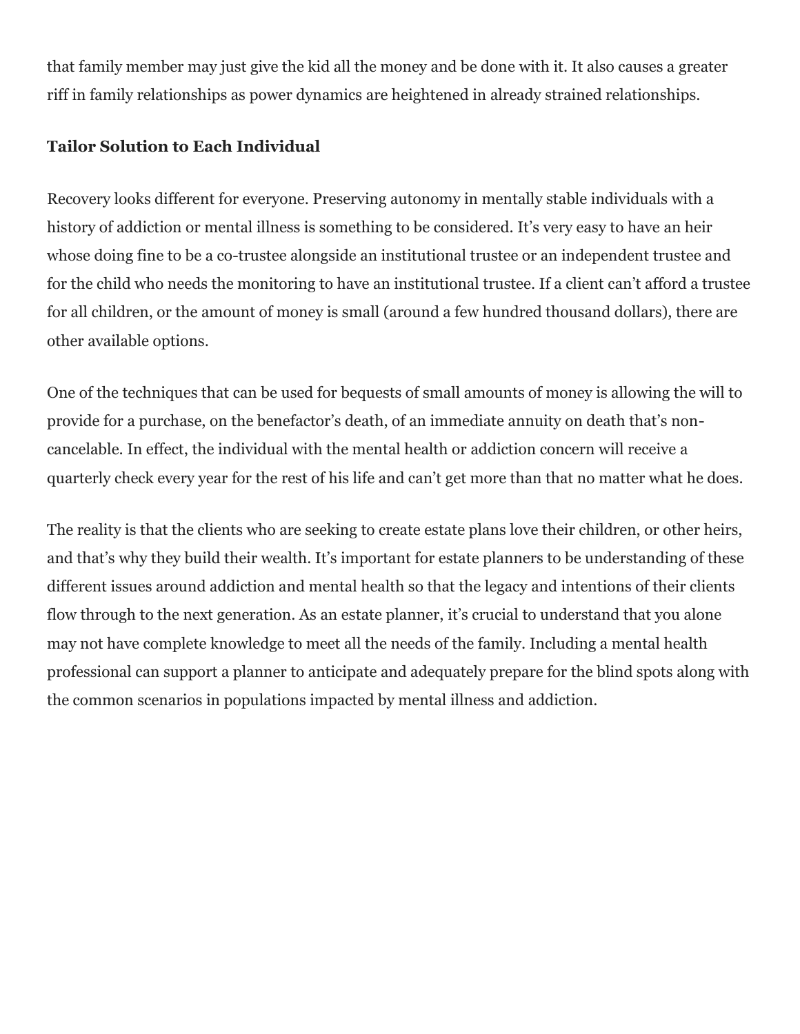that family member may just give the kid all the money and be done with it. It also causes a greater riff in family relationships as power dynamics are heightened in already strained relationships.

**Tailor Solution to Each Individual**

Recovery looks different for everyone. Preserving autonomy in mentally stable individuals with a history of addiction or mental illness is something to be considered. It's very easy to have an heir whose doing fine to be a co-trustee alongside an institutional trustee or an independent trustee and for the child who needs the monitoring to have an institutional trustee. If a client can't afford a trustee for all children, or the amount of money is small (around a few hundred thousand dollars), there are other available options.

One of the techniques that can be used for bequests of small amounts of money is allowing the will to provide for a purchase, on the benefactor's death, of an immediate annuity on death that's non-cancelable. In effect, the individual with the mental health or addiction concern will receive a quarterly check every year for the rest of his life and can't get more than that no matter what he does.

The reality is that the clients who are seeking to create estate plans love their children, or other heirs, and that's why they build their wealth. It's important for estate planners to be understanding of these different issues around addiction and mental health so that the legacy and intentions of their clients flow through to the next generation. As an estate planner, it's crucial to understand that you alone may not have complete knowledge to meet all the needs of the family. Including a mental health professional can support a planner to anticipate and adequately prepare for the blind spots along with the common scenarios in populations impacted by mental illness and addiction.